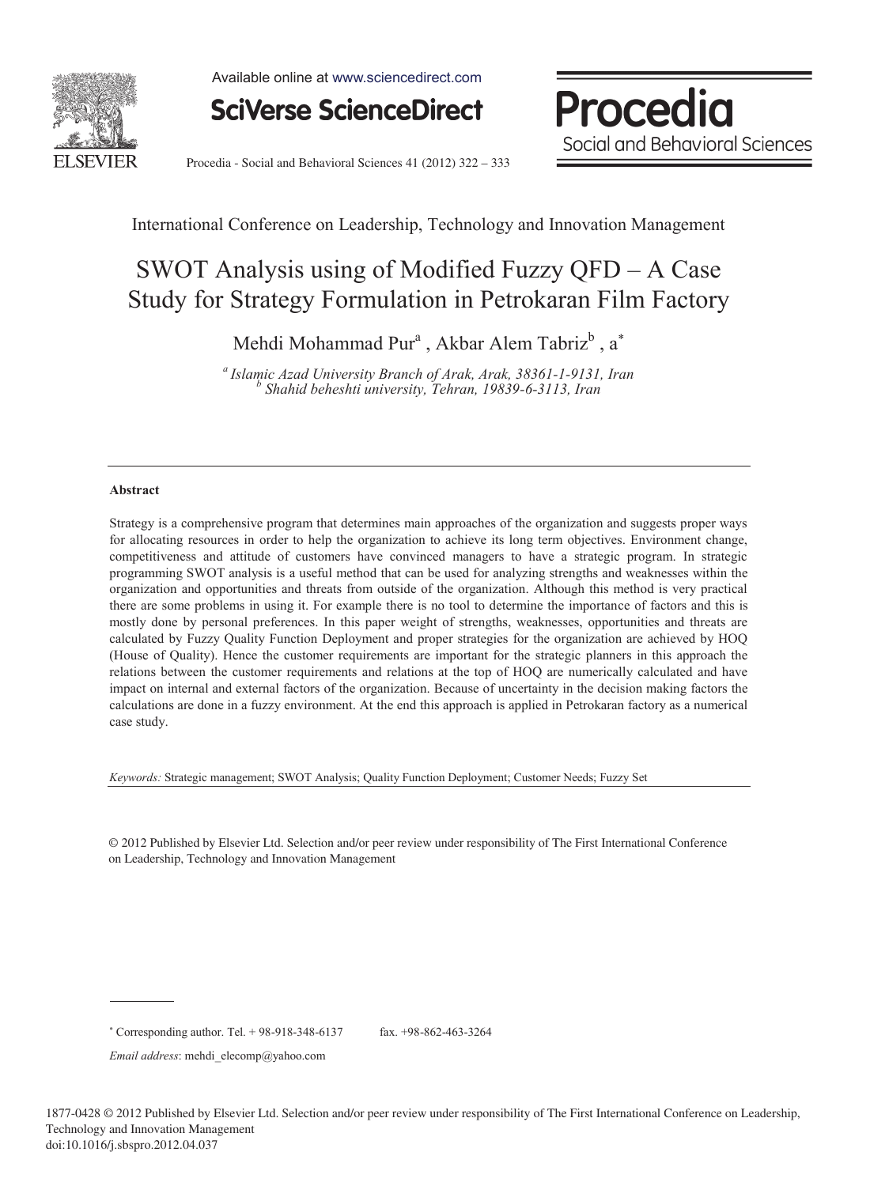International Conference on Leadership, Technology and Innovation Management

# SWOT Analysis using of Modified Fuzzy QFD – A Case Study for Strategy Formulation in Petrokaran Film Factory

Mehdi Mohammad Pur[a] , Akbar Alem Tabriz[b] , a[*]

*[a] Islamic Azad University Branch of Arak, Arak, 38361-1-9131, Iran*
*[b] Shahid beheshti university, Tehran, 19839-6-3113, Iran*

---

### Abstract

Strategy is a comprehensive program that determines main approaches of the organization and suggests proper ways for allocating resources in order to help the organization to achieve its long term objectives. Environment change, competitiveness and attitude of customers have convinced managers to have a strategic program. In strategic programming SWOT analysis is a useful method that can be used for analyzing strengths and weaknesses within the organization and opportunities and threats from outside of the organization. Although this method is very practical there are some problems in using it. For example there is no tool to determine the importance of factors and this is mostly done by personal preferences. In this paper weight of strengths, weaknesses, opportunities and threats are calculated by Fuzzy Quality Function Deployment and proper strategies for the organization are achieved by HOQ (House of Quality). Hence the customer requirements are important for the strategic planners in this approach the relations between the customer requirements and relations at the top of HOQ are numerically calculated and have impact on internal and external factors of the organization. Because of uncertainty in the decision making factors the calculations are done in a fuzzy environment. At the end this approach is applied in Petrokaran factory as a numerical case study.

*Keywords:* Strategic management; SWOT Analysis; Quality Function Deployment; Customer Needs; Fuzzy Set

---

© 2012 Published by Elsevier Ltd. Selection and/or peer review under responsibility of The First International Conference on Leadership, Technology and Innovation Management

---

[*] Corresponding author. Tel. + 98-918-348-6137 fax. +98-862-463-3264

*Email address*: mehdi_elecomp@yahoo.com

1877-0428 © 2012 Published by Elsevier Ltd. Selection and/or peer review under responsibility of The First International Conference on Leadership, Technology and Innovation Management
doi:10.1016/j.sbspro.2012.04.037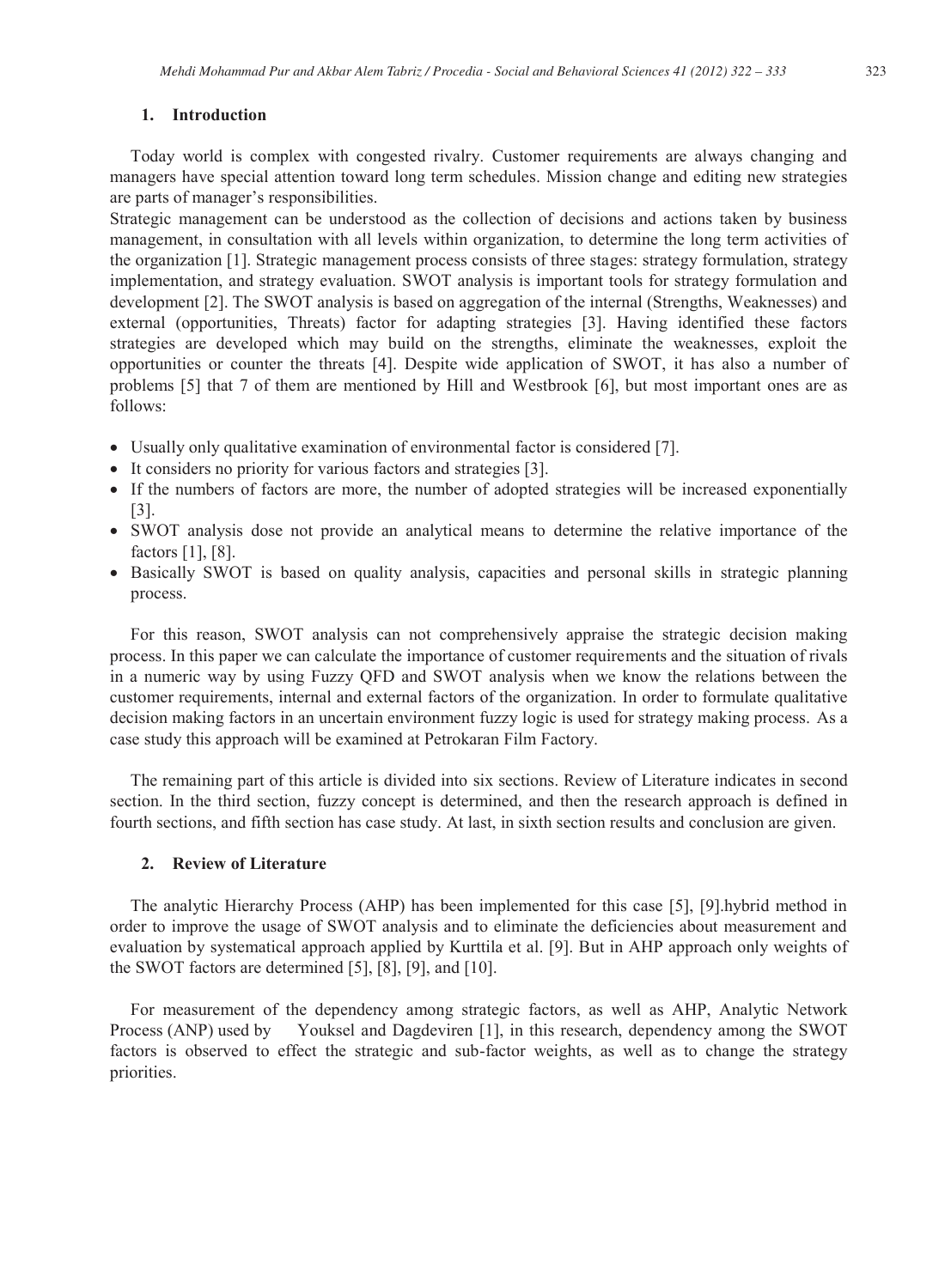## 1. Introduction

Today world is complex with congested rivalry. Customer requirements are always changing and managers have special attention toward long term schedules. Mission change and editing new strategies are parts of manager's responsibilities.

Strategic management can be understood as the collection of decisions and actions taken by business management, in consultation with all levels within organization, to determine the long term activities of the organization [1]. Strategic management process consists of three stages: strategy formulation, strategy implementation, and strategy evaluation. SWOT analysis is important tools for strategy formulation and development [2]. The SWOT analysis is based on aggregation of the internal (Strengths, Weaknesses) and external (opportunities, Threats) factor for adapting strategies [3]. Having identified these factors strategies are developed which may build on the strengths, eliminate the weaknesses, exploit the opportunities or counter the threats [4]. Despite wide application of SWOT, it has also a number of problems [5] that 7 of them are mentioned by Hill and Westbrook [6], but most important ones are as follows:

- Usually only qualitative examination of environmental factor is considered [7].
- It considers no priority for various factors and strategies [3].
- If the numbers of factors are more, the number of adopted strategies will be increased exponentially [3].
- SWOT analysis dose not provide an analytical means to determine the relative importance of the factors [1], [8].
- Basically SWOT is based on quality analysis, capacities and personal skills in strategic planning process.

For this reason, SWOT analysis can not comprehensively appraise the strategic decision making process. In this paper we can calculate the importance of customer requirements and the situation of rivals in a numeric way by using Fuzzy QFD and SWOT analysis when we know the relations between the customer requirements, internal and external factors of the organization. In order to formulate qualitative decision making factors in an uncertain environment fuzzy logic is used for strategy making process. As a case study this approach will be examined at Petrokaran Film Factory.

The remaining part of this article is divided into six sections. Review of Literature indicates in second section. In the third section, fuzzy concept is determined, and then the research approach is defined in fourth sections, and fifth section has case study. At last, in sixth section results and conclusion are given.

## 2. Review of Literature

The analytic Hierarchy Process (AHP) has been implemented for this case [5], [9].hybrid method in order to improve the usage of SWOT analysis and to eliminate the deficiencies about measurement and evaluation by systematical approach applied by Kurttila et al. [9]. But in AHP approach only weights of the SWOT factors are determined [5], [8], [9], and [10].

For measurement of the dependency among strategic factors, as well as AHP, Analytic Network Process (ANP) used by Youksel and Dagdeviren [1], in this research, dependency among the SWOT factors is observed to effect the strategic and sub-factor weights, as well as to change the strategy priorities.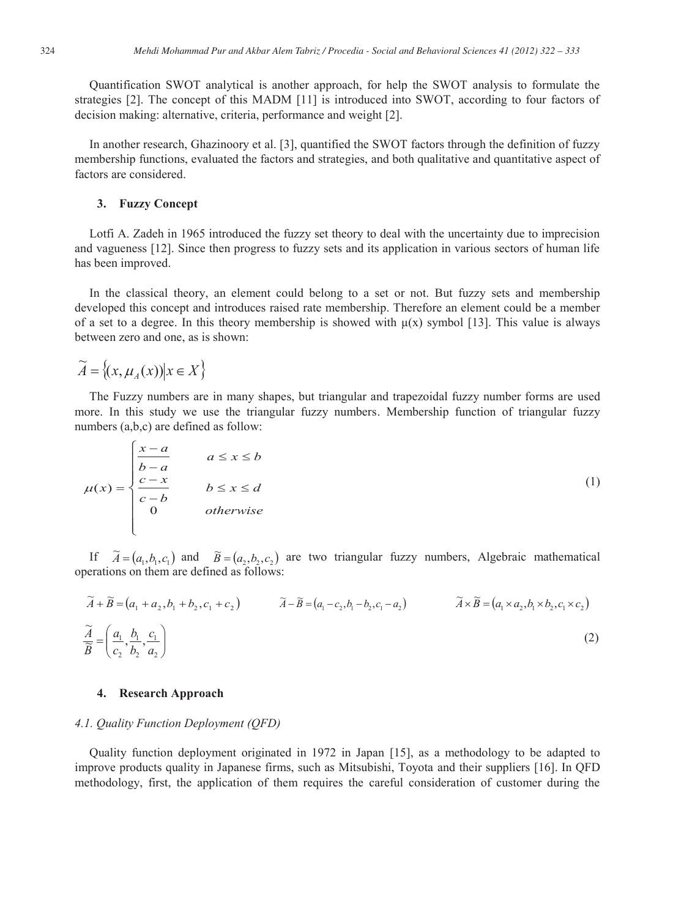Quantification SWOT analytical is another approach, for help the SWOT analysis to formulate the strategies [2]. The concept of this MADM [11] is introduced into SWOT, according to four factors of decision making: alternative, criteria, performance and weight [2].

In another research, Ghazinoory et al. [3], quantified the SWOT factors through the definition of fuzzy membership functions, evaluated the factors and strategies, and both qualitative and quantitative aspect of factors are considered.

## 3. Fuzzy Concept

Lotfi A. Zadeh in 1965 introduced the fuzzy set theory to deal with the uncertainty due to imprecision and vagueness [12]. Since then progress to fuzzy sets and its application in various sectors of human life has been improved.

In the classical theory, an element could belong to a set or not. But fuzzy sets and membership developed this concept and introduces raised rate membership. Therefore an element could be a member of a set to a degree. In this theory membership is showed with μ(x) symbol [13]. This value is always between zero and one, as is shown:

$$\widetilde{A} = \{(x, \mu_A(x)) | x \in X\}$$

The Fuzzy numbers are in many shapes, but triangular and trapezoidal fuzzy number forms are used more. In this study we use the triangular fuzzy numbers. Membership function of triangular fuzzy numbers (a,b,c) are defined as follow:

$$\mu(x) = \begin{cases} \dfrac{x-a}{b-a} & a \leq x \leq b \\ \dfrac{c-x}{c-b} & b \leq x \leq d \\ 0 & otherwise \end{cases} \tag{1}$$

If $\widetilde{A} = (a_1, b_1, c_1)$ and $\widetilde{B} = (a_2, b_2, c_2)$ are two triangular fuzzy numbers, Algebraic mathematical operations on them are defined as follows:

$$\widetilde{A} + \widetilde{B} = (a_1 + a_2, b_1 + b_2, c_1 + c_2) \qquad \widetilde{A} - \widetilde{B} = (a_1 - c_2, b_1 - b_2, c_1 - a_2) \qquad \widetilde{A} \times \widetilde{B} = (a_1 \times a_2, b_1 \times b_2, c_1 \times c_2)$$

$$\frac{\widetilde{A}}{\widetilde{B}} = \left(\frac{a_1}{c_2}, \frac{b_1}{b_2}, \frac{c_1}{a_2}\right) \tag{2}$$

## 4. Research Approach

### *4.1. Quality Function Deployment (QFD)*

Quality function deployment originated in 1972 in Japan [15], as a methodology to be adapted to improve products quality in Japanese firms, such as Mitsubishi, Toyota and their suppliers [16]. In QFD methodology, first, the application of them requires the careful consideration of customer during the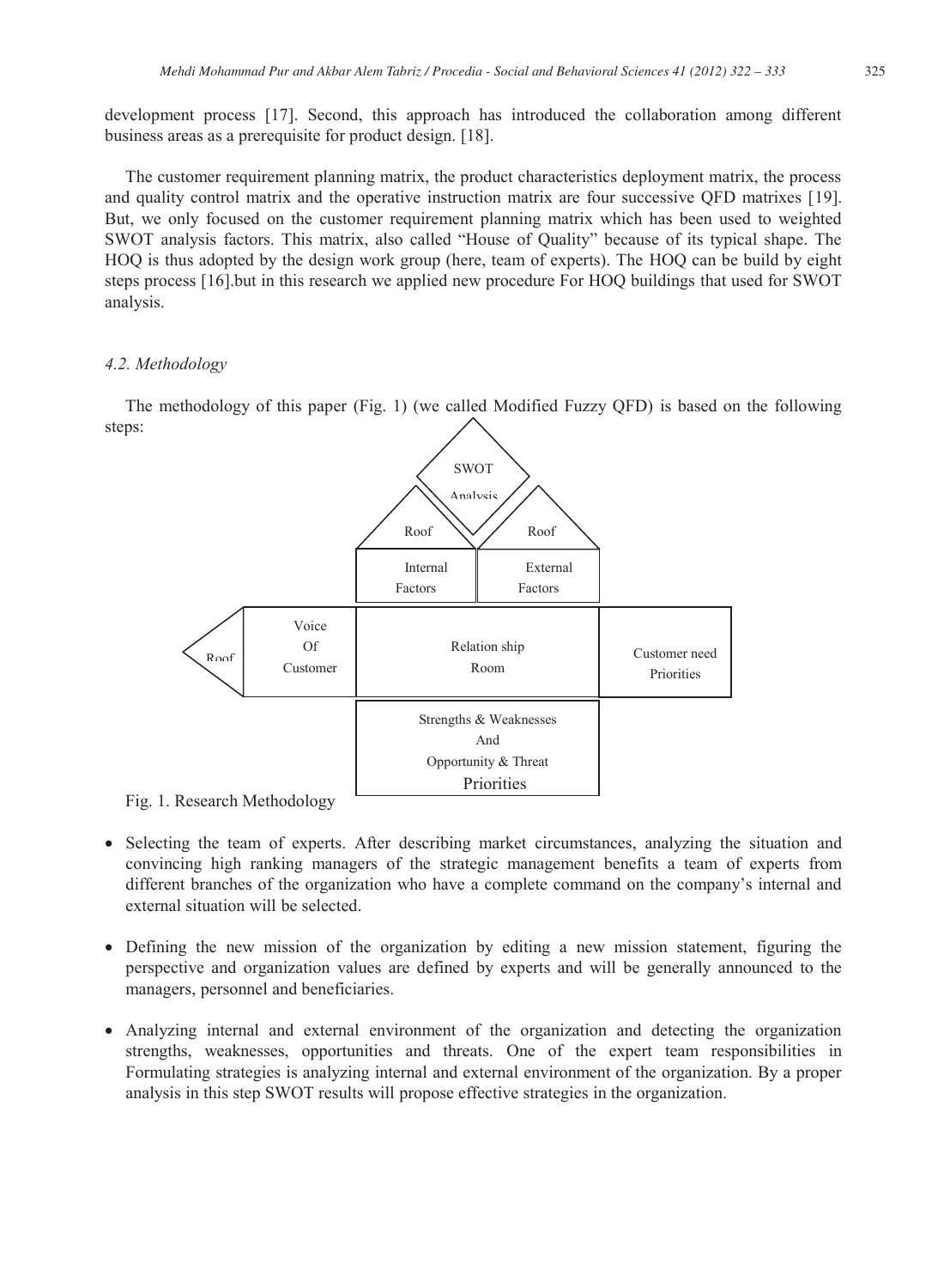development process [17]. Second, this approach has introduced the collaboration among different business areas as a prerequisite for product design. [18].

The customer requirement planning matrix, the product characteristics deployment matrix, the process and quality control matrix and the operative instruction matrix are four successive QFD matrixes [19]. But, we only focused on the customer requirement planning matrix which has been used to weighted SWOT analysis factors. This matrix, also called "House of Quality" because of its typical shape. The HOQ is thus adopted by the design work group (here, team of experts). The HOQ can be build by eight steps process [16].but in this research we applied new procedure For HOQ buildings that used for SWOT analysis.

### *4.2. Methodology*

The methodology of this paper (Fig. 1) (we called Modified Fuzzy QFD) is based on the following steps:

SWOT Analysis

Roof | Roof

Internal Factors | External Factors

Roof | Voice Of Customer | Relation ship Room | Customer need Priorities

Strengths & Weaknesses And Opportunity & Threat Priorities

Fig. 1. Research Methodology

- Selecting the team of experts. After describing market circumstances, analyzing the situation and convincing high ranking managers of the strategic management benefits a team of experts from different branches of the organization who have a complete command on the company's internal and external situation will be selected.

- Defining the new mission of the organization by editing a new mission statement, figuring the perspective and organization values are defined by experts and will be generally announced to the managers, personnel and beneficiaries.

- Analyzing internal and external environment of the organization and detecting the organization strengths, weaknesses, opportunities and threats. One of the expert team responsibilities in Formulating strategies is analyzing internal and external environment of the organization. By a proper analysis in this step SWOT results will propose effective strategies in the organization.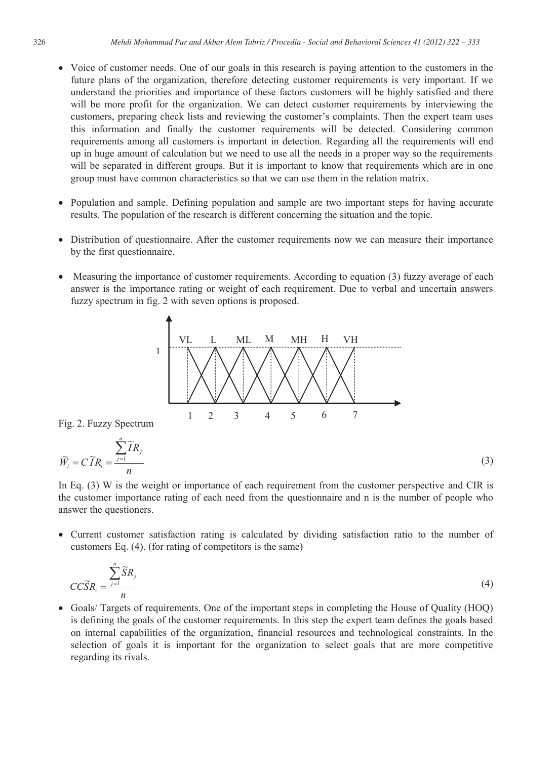- Voice of customer needs. One of our goals in this research is paying attention to the customers in the future plans of the organization, therefore detecting customer requirements is very important. If we understand the priorities and importance of these factors customers will be highly satisfied and there will be more profit for the organization. We can detect customer requirements by interviewing the customers, preparing check lists and reviewing the customer's complaints. Then the expert team uses this information and finally the customer requirements will be detected. Considering common requirements among all customers is important in detection. Regarding all the requirements will end up in huge amount of calculation but we need to use all the needs in a proper way so the requirements will be separated in different groups. But it is important to know that requirements which are in one group must have common characteristics so that we can use them in the relation matrix.

- Population and sample. Defining population and sample are two important steps for having accurate results. The population of the research is different concerning the situation and the topic.

- Distribution of questionnaire. After the customer requirements now we can measure their importance by the first questionnaire.

- Measuring the importance of customer requirements. According to equation (3) fuzzy average of each answer is the importance rating or weight of each requirement. Due to verbal and uncertain answers fuzzy spectrum in fig. 2 with seven options is proposed.

Fig. 2. Fuzzy Spectrum

$$\widetilde{W}_i = C\widetilde{I}R_i = \frac{\sum_{j=1}^{n} \widetilde{I}R_j}{n} \tag{3}$$

In Eq. (3) W is the weight or importance of each requirement from the customer perspective and CIR is the customer importance rating of each need from the questionnaire and n is the number of people who answer the questioners.

- Current customer satisfaction rating is calculated by dividing satisfaction ratio to the number of customers Eq. (4). (for rating of competitors is the same)

$$CC\widetilde{S}R_i = \frac{\sum_{j=1}^{n} \widetilde{S}R_j}{n} \tag{4}$$

- Goals/ Targets of requirements. One of the important steps in completing the House of Quality (HOQ) is defining the goals of the customer requirements. In this step the expert team defines the goals based on internal capabilities of the organization, financial resources and technological constraints. In the selection of goals it is important for the organization to select goals that are more competitive regarding its rivals.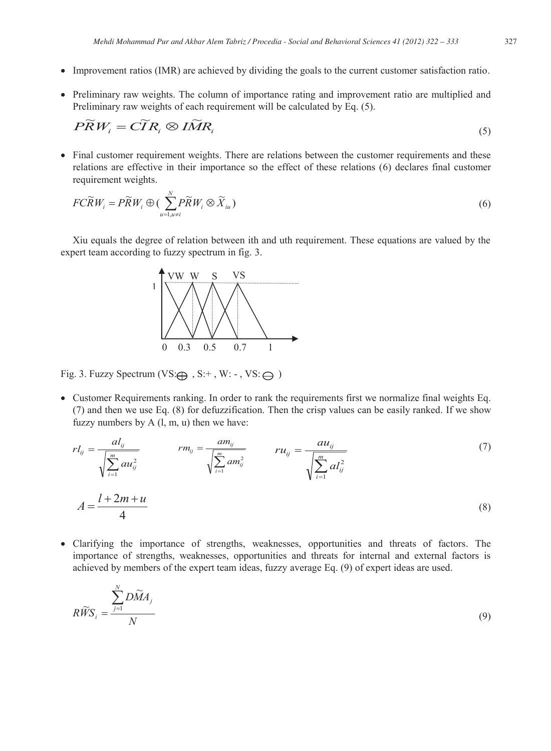- Improvement ratios (IMR) are achieved by dividing the goals to the current customer satisfaction ratio.

- Preliminary raw weights. The column of importance rating and improvement ratio are multiplied and Preliminary raw weights of each requirement will be calculated by Eq. (5).

$$\widetilde{PRW}_i = \widetilde{CIR}_i \otimes \widetilde{IMR}_i \tag{5}$$

- Final customer requirement weights. There are relations between the customer requirements and these relations are effective in their importance so the effect of these relations (6) declares final customer requirement weights.

$$\widetilde{FCRW}_i = \widetilde{PRW}_i \oplus \left( \sum_{u=1, u \neq i}^{N} \widetilde{PRW}_i \otimes \widetilde{X}_{iu} \right) \tag{6}$$

Xiu equals the degree of relation between ith and uth requirement. These equations are valued by the expert team according to fuzzy spectrum in fig. 3.

Fig. 3. Fuzzy Spectrum (VS: $\oplus$ , S:+ , W: - , VS: $\ominus$ )

- Customer Requirements ranking. In order to rank the requirements first we normalize final weights Eq. (7) and then we use Eq. (8) for defuzzification. Then the crisp values can be easily ranked. If we show fuzzy numbers by A (l, m, u) then we have:

$$rl_{ij} = \frac{al_{ij}}{\sqrt{\sum_{i=1}^{m} au_{ij}^2}} \qquad rm_{ij} = \frac{am_{ij}}{\sqrt{\sum_{i=1}^{m} am_{ij}^2}} \qquad ru_{ij} = \frac{au_{ij}}{\sqrt{\sum_{i=1}^{m} al_{ij}^2}} \tag{7}$$

$$A = \frac{l + 2m + u}{4} \tag{8}$$

- Clarifying the importance of strengths, weaknesses, opportunities and threats of factors. The importance of strengths, weaknesses, opportunities and threats for internal and external factors is achieved by members of the expert team ideas, fuzzy average Eq. (9) of expert ideas are used.

$$\widetilde{RWS}_i = \frac{\sum_{j=1}^{N} \widetilde{DMA}_j}{N} \tag{9}$$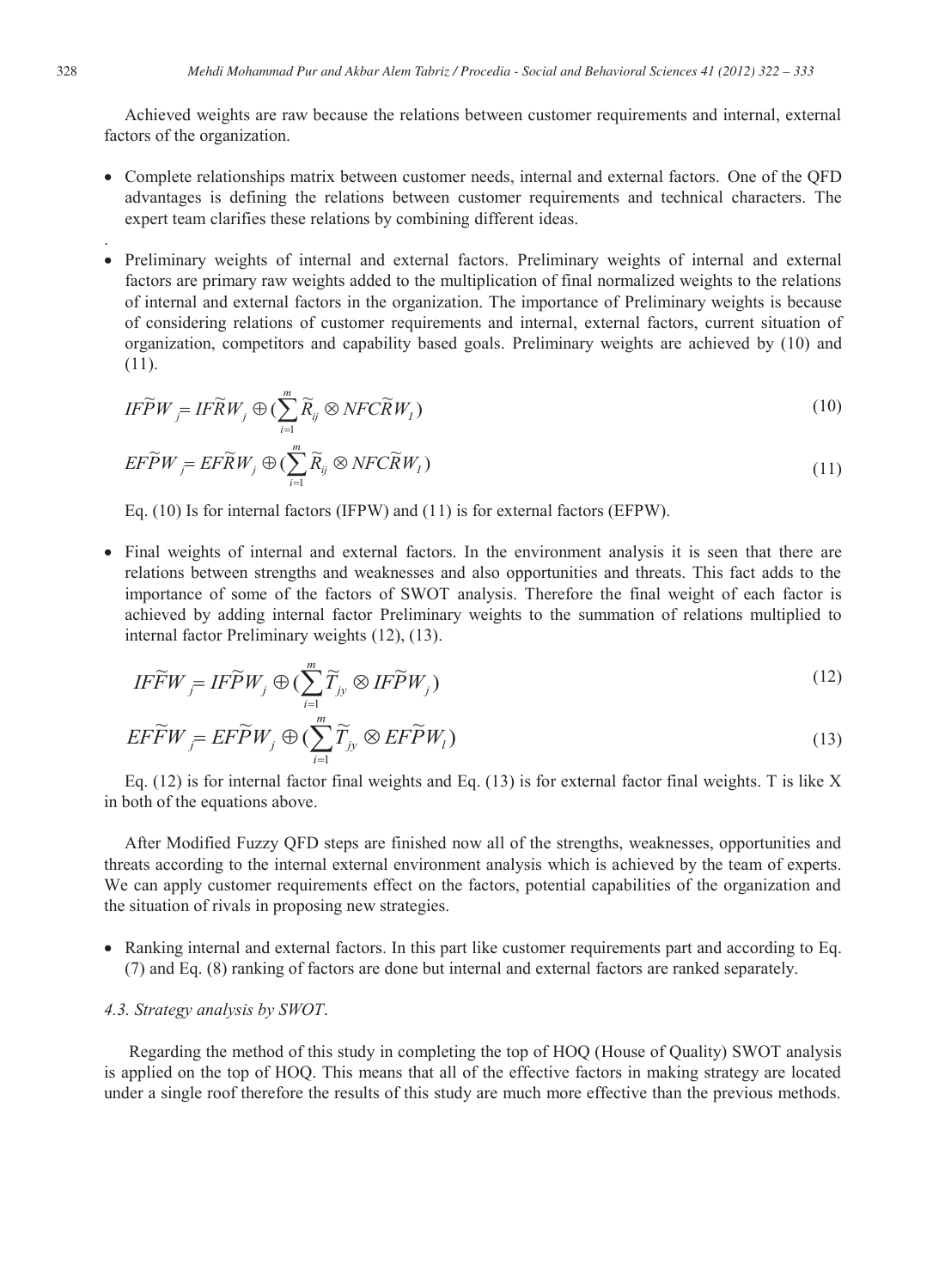Achieved weights are raw because the relations between customer requirements and internal, external factors of the organization.

- Complete relationships matrix between customer needs, internal and external factors. One of the QFD advantages is defining the relations between customer requirements and technical characters. The expert team clarifies these relations by combining different ideas.

.

- Preliminary weights of internal and external factors. Preliminary weights of internal and external factors are primary raw weights added to the multiplication of final normalized weights to the relations of internal and external factors in the organization. The importance of Preliminary weights is because of considering relations of customer requirements and internal, external factors, current situation of organization, competitors and capability based goals. Preliminary weights are achieved by (10) and (11).

$$IF\widetilde{P}W_j = IF\widetilde{R}W_j \oplus \left(\sum_{i=1}^{m} \widetilde{R}_{ij} \otimes NFC\widetilde{R}W_I\right) \tag{10}$$

$$EF\widetilde{P}W_j = EF\widetilde{R}W_j \oplus \left(\sum_{i=1}^{m} \widetilde{R}_{ij} \otimes NFC\widetilde{R}W_I\right) \tag{11}$$

Eq. (10) Is for internal factors (IFPW) and (11) is for external factors (EFPW).

- Final weights of internal and external factors. In the environment analysis it is seen that there are relations between strengths and weaknesses and also opportunities and threats. This fact adds to the importance of some of the factors of SWOT analysis. Therefore the final weight of each factor is achieved by adding internal factor Preliminary weights to the summation of relations multiplied to internal factor Preliminary weights (12), (13).

$$IF\widetilde{F}W_j = IF\widetilde{P}W_j \oplus \left(\sum_{i=1}^{m} \widetilde{T}_{jy} \otimes IF\widetilde{P}W_j\right) \tag{12}$$

$$EF\widetilde{F}W_j = EF\widetilde{P}W_j \oplus \left(\sum_{i=1}^{m} \widetilde{T}_{jy} \otimes EF\widetilde{P}W_l\right) \tag{13}$$

Eq. (12) is for internal factor final weights and Eq. (13) is for external factor final weights. T is like X in both of the equations above.

After Modified Fuzzy QFD steps are finished now all of the strengths, weaknesses, opportunities and threats according to the internal external environment analysis which is achieved by the team of experts. We can apply customer requirements effect on the factors, potential capabilities of the organization and the situation of rivals in proposing new strategies.

- Ranking internal and external factors. In this part like customer requirements part and according to Eq. (7) and Eq. (8) ranking of factors are done but internal and external factors are ranked separately.

### *4.3. Strategy analysis by SWOT*.

Regarding the method of this study in completing the top of HOQ (House of Quality) SWOT analysis is applied on the top of HOQ. This means that all of the effective factors in making strategy are located under a single roof therefore the results of this study are much more effective than the previous methods.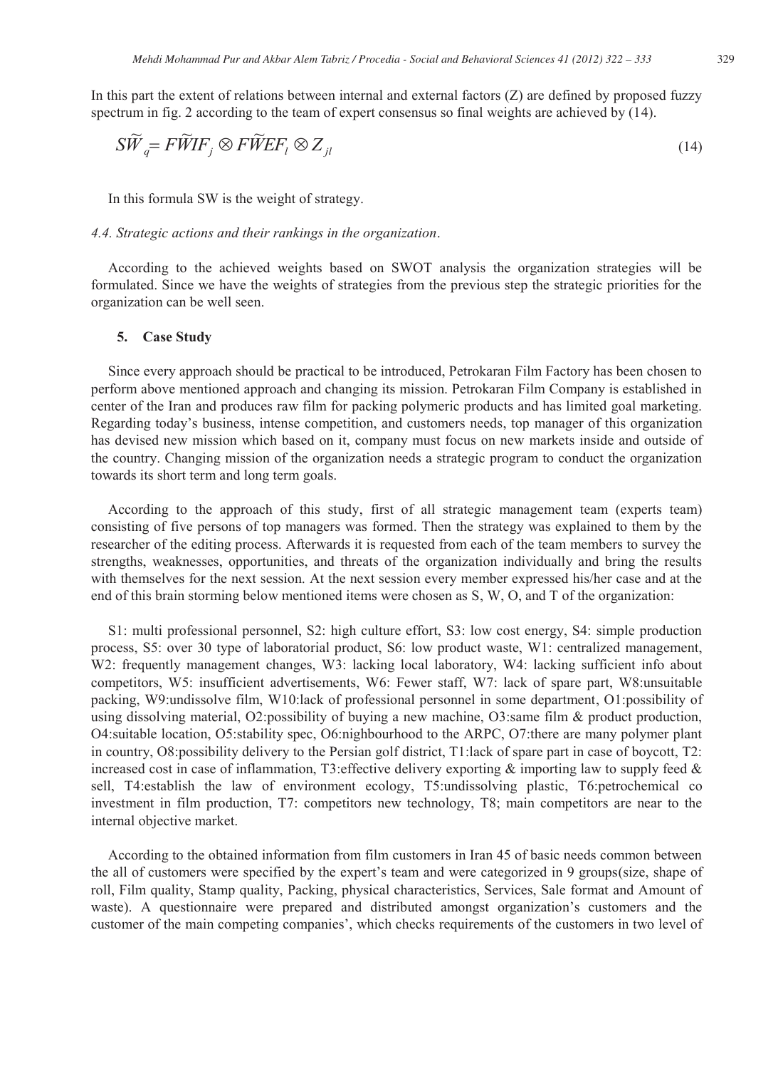In this part the extent of relations between internal and external factors (Z) are defined by proposed fuzzy spectrum in fig. 2 according to the team of expert consensus so final weights are achieved by (14).

$$\widetilde{SW}_q = F\widetilde{W}IF_j \otimes F\widetilde{W}EF_l \otimes Z_{jl} \tag{14}$$

In this formula SW is the weight of strategy.

### *4.4. Strategic actions and their rankings in the organization.*

According to the achieved weights based on SWOT analysis the organization strategies will be formulated. Since we have the weights of strategies from the previous step the strategic priorities for the organization can be well seen.

## 5. Case Study

Since every approach should be practical to be introduced, Petrokaran Film Factory has been chosen to perform above mentioned approach and changing its mission. Petrokaran Film Company is established in center of the Iran and produces raw film for packing polymeric products and has limited goal marketing. Regarding today's business, intense competition, and customers needs, top manager of this organization has devised new mission which based on it, company must focus on new markets inside and outside of the country. Changing mission of the organization needs a strategic program to conduct the organization towards its short term and long term goals.

According to the approach of this study, first of all strategic management team (experts team) consisting of five persons of top managers was formed. Then the strategy was explained to them by the researcher of the editing process. Afterwards it is requested from each of the team members to survey the strengths, weaknesses, opportunities, and threats of the organization individually and bring the results with themselves for the next session. At the next session every member expressed his/her case and at the end of this brain storming below mentioned items were chosen as S, W, O, and T of the organization:

S1: multi professional personnel, S2: high culture effort, S3: low cost energy, S4: simple production process, S5: over 30 type of laboratorial product, S6: low product waste, W1: centralized management, W2: frequently management changes, W3: lacking local laboratory, W4: lacking sufficient info about competitors, W5: insufficient advertisements, W6: Fewer staff, W7: lack of spare part, W8:unsuitable packing, W9:undissolve film, W10:lack of professional personnel in some department, O1:possibility of using dissolving material, O2:possibility of buying a new machine, O3:same film & product production, O4:suitable location, O5:stability spec, O6:nighbourhood to the ARPC, O7:there are many polymer plant in country, O8:possibility delivery to the Persian golf district, T1:lack of spare part in case of boycott, T2: increased cost in case of inflammation, T3:effective delivery exporting & importing law to supply feed & sell, T4:establish the law of environment ecology, T5:undissolving plastic, T6:petrochemical co investment in film production, T7: competitors new technology, T8; main competitors are near to the internal objective market.

According to the obtained information from film customers in Iran 45 of basic needs common between the all of customers were specified by the expert's team and were categorized in 9 groups(size, shape of roll, Film quality, Stamp quality, Packing, physical characteristics, Services, Sale format and Amount of waste). A questionnaire were prepared and distributed amongst organization's customers and the customer of the main competing companies', which checks requirements of the customers in two level of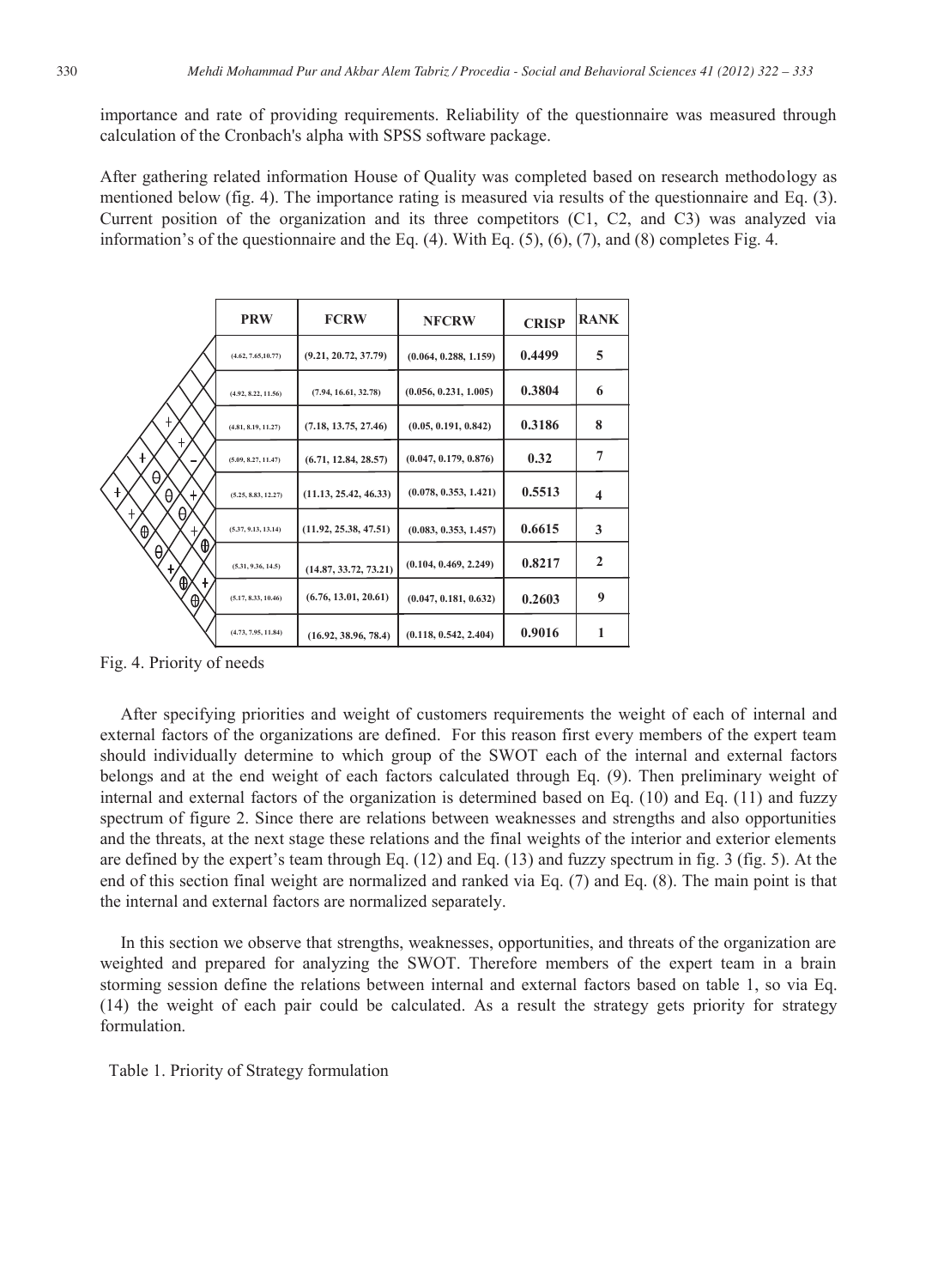importance and rate of providing requirements. Reliability of the questionnaire was measured through calculation of the Cronbach's alpha with SPSS software package.

After gathering related information House of Quality was completed based on research methodology as mentioned below (fig. 4). The importance rating is measured via results of the questionnaire and Eq. (3). Current position of the organization and its three competitors (C1, C2, and C3) was analyzed via information's of the questionnaire and the Eq. (4). With Eq. (5), (6), (7), and (8) completes Fig. 4.

| PRW | FCRW | NFCRW | CRISP | RANK |
|---|---|---|---|---|
| (4.62, 7.65, 10.77) | (9.21, 20.72, 37.79) | (0.064, 0.288, 1.159) | 0.4499 | 5 |
| (4.92, 8.22, 11.56) | (7.94, 16.61, 32.78) | (0.056, 0.231, 1.005) | 0.3804 | 6 |
| (4.81, 8.19, 11.27) | (7.18, 13.75, 27.46) | (0.05, 0.191, 0.842) | 0.3186 | 8 |
| (5.09, 8.27, 11.47) | (6.71, 12.84, 28.57) | (0.047, 0.179, 0.876) | 0.32 | 7 |
| (5.25, 8.83, 12.27) | (11.13, 25.42, 46.33) | (0.078, 0.353, 1.421) | 0.5513 | 4 |
| (5.37, 9.13, 13.14) | (11.92, 25.38, 47.51) | (0.083, 0.353, 1.457) | 0.6615 | 3 |
| (5.31, 9.36, 14.5) | (14.87, 33.72, 73.21) | (0.104, 0.469, 2.249) | 0.8217 | 2 |
| (5.17, 8.33, 10.46) | (6.76, 13.01, 20.61) | (0.047, 0.181, 0.632) | 0.2603 | 9 |
| (4.73, 7.95, 11.84) | (16.92, 38.96, 78.4) | (0.118, 0.542, 2.404) | 0.9016 | 1 |

Fig. 4. Priority of needs

After specifying priorities and weight of customers requirements the weight of each of internal and external factors of the organizations are defined. For this reason first every members of the expert team should individually determine to which group of the SWOT each of the internal and external factors belongs and at the end weight of each factors calculated through Eq. (9). Then preliminary weight of internal and external factors of the organization is determined based on Eq. (10) and Eq. (11) and fuzzy spectrum of figure 2. Since there are relations between weaknesses and strengths and also opportunities and the threats, at the next stage these relations and the final weights of the interior and exterior elements are defined by the expert's team through Eq. (12) and Eq. (13) and fuzzy spectrum in fig. 3 (fig. 5). At the end of this section final weight are normalized and ranked via Eq. (7) and Eq. (8). The main point is that the internal and external factors are normalized separately.

In this section we observe that strengths, weaknesses, opportunities, and threats of the organization are weighted and prepared for analyzing the SWOT. Therefore members of the expert team in a brain storming session define the relations between internal and external factors based on table 1, so via Eq. (14) the weight of each pair could be calculated. As a result the strategy gets priority for strategy formulation.

Table 1. Priority of Strategy formulation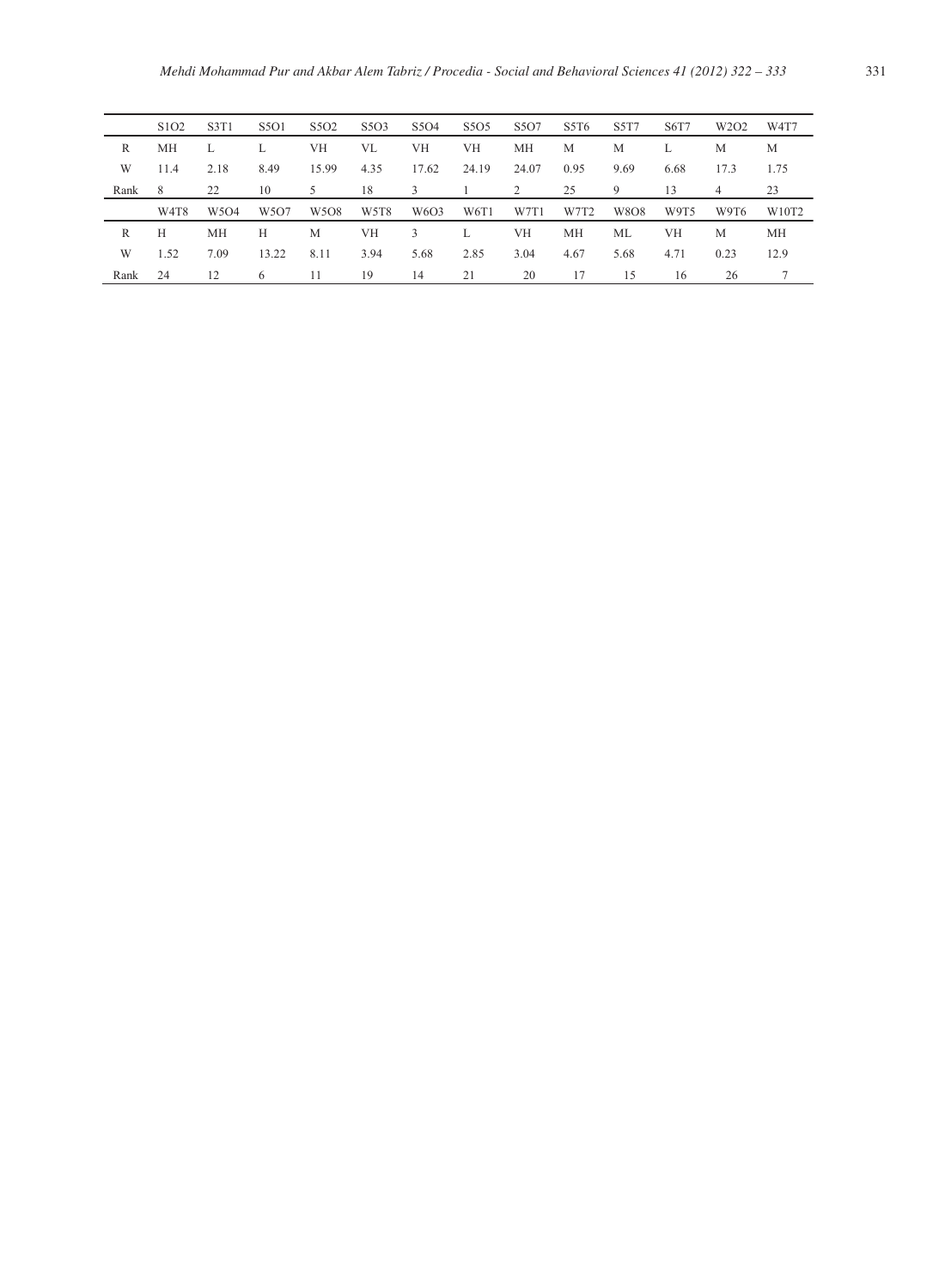|  | S1O2 | S3T1 | S5O1 | S5O2 | S5O3 | S5O4 | S5O5 | S5O7 | S5T6 | S5T7 | S6T7 | W2O2 | W4T7 |
|---|---|---|---|---|---|---|---|---|---|---|---|---|---|
| R | MH | L | L | VH | VL | VH | VH | MH | M | M | L | M | M |
| W | 11.4 | 2.18 | 8.49 | 15.99 | 4.35 | 17.62 | 24.19 | 24.07 | 0.95 | 9.69 | 6.68 | 17.3 | 1.75 |
| Rank | 8 | 22 | 10 | 5 | 18 | 3 | 1 | 2 | 25 | 9 | 13 | 4 | 23 |
|  | W4T8 | W5O4 | W5O7 | W5O8 | W5T8 | W6O3 | W6T1 | W7T1 | W7T2 | W8O8 | W9T5 | W9T6 | W10T2 |
| R | H | MH | H | M | VH | 3 | L | VH | MH | ML | VH | M | MH |
| W | 1.52 | 7.09 | 13.22 | 8.11 | 3.94 | 5.68 | 2.85 | 3.04 | 4.67 | 5.68 | 4.71 | 0.23 | 12.9 |
| Rank | 24 | 12 | 6 | 11 | 19 | 14 | 21 | 20 | 17 | 15 | 16 | 26 | 7 |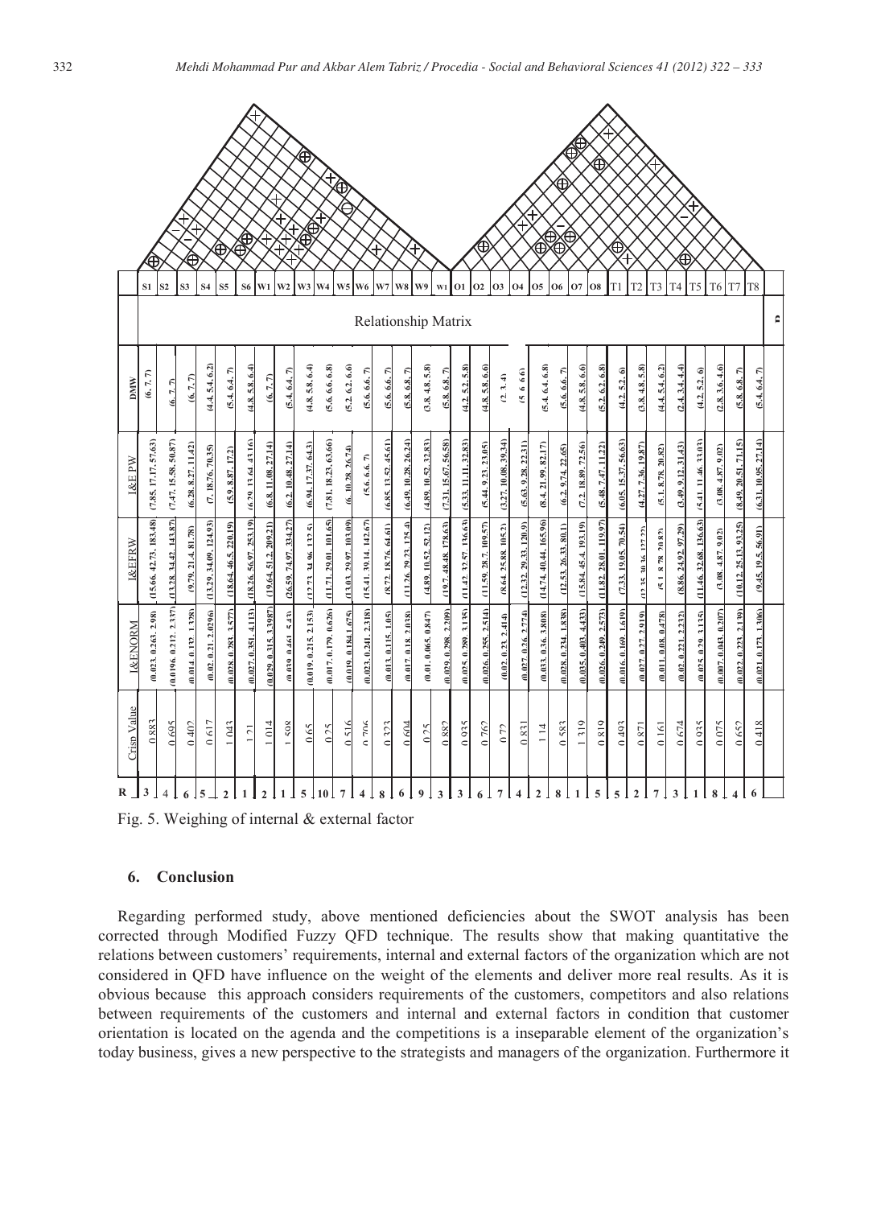| Factor | DMW | I&E PW | I&EFRW | I&ENORM | Crisp Value | R |
|---|---|---|---|---|---|---|
| S1 | (6, 7, 7) | (7.85, 17.17, 57.63) | (15.66, 42.73, 183.48) | (0.023, 0.263, 2.98) | 0.883 | 3 |
| S2 | (6, 7, 7) | (7.47, 15.58, 50.87) | (13.28, 34.42, 143.87) | (0.0196, 0.212, 2.337) | 0.695 | 4 |
| S3 | (6, 7, 7) | (6.28, 8.27, 11.42) | (9.79, 21.4, 81.78) | (0.014, 0.132, 1.378) | 0.402 | 6 |
| S4 | (4.4, 5.4, 6.2) | (7, 18.76, 70.35) | (13.29, 34.09, 124.93) | (0.02, 0.21, 2.0296) | 0.617 | 5 |
| S5 | (5.4, 6.4, 7) | (5.9, 8.87, 17.2) | (18.64, 46.5, 220.19) | (0.028, 0.283, 3.577) | 1.043 | 2 |
| S6 | (4.8, 5.8, 6.4) | (6.79, 13.64, 43.16) | (18.26, 56.97, 253.19) | (0.027, 0.351, 4.113) | 1.21 | 1 |
| W1 | (6, 7, 7) | (6.8, 11.08, 27.14) | (19.64, 51.2, 209.21) | (0.029, 0.315, 3.3987) | 1.014 | 2 |
| W2 | (5.4, 6.4, 7) | (6.2, 10.48, 27.14) | (26.59, 74.97, 334.27) | (0.039, 0.461, 5.43) | 1.508 | 1 |
| W3 | (4.8, 5.8, 6.4) | (6.94, 17.37, 64.3) | (12.73, 34.96, 132.5) | (0.019, 0.215, 2.153) | 0.65 | 5 |
| W4 | (5.6, 6.6, 6.8) | (7.81, 18.23, 63.66) | (11.71, 29.01, 101.65) | (0.017, 0.179, 0.626) | 0.25 | 10 |
| W5 | (5.2, 6.2, 6.6) | (6, 10.28, 26.74) | (13.03, 29.97, 103.09) | (0.019, 0.184, 1.675) | 0.516 | 7 |
| W6 | (5.6, 6.6, 7) | (5.6, 6.6, 7) | (15.41, 39.14, 142.67) | (0.023, 0.241, 2.318) | 0.706 | 4 |
| W7 | (5.6, 6.6, 7) | (6.85, 13.52, 45.61) | (8.72, 18.76, 64.61) | (0.013, 0.115, 1.05) | 0.323 | 8 |
| W8 | (5.8, 6.8, 7) | (6.49, 10.28, 26.24) | (11.26, 29.23, 125.4) | (0.017, 0.18, 2.038) | 0.604 | 6 |
| W9 | (3.8, 4.8, 5.8) | (4.89, 10.52, 32.83) | (4.89, 10.52, 52.12) | (0.01, 0.065, 0.847) | 0.25 | 9 |
| W10 | (5.8, 6.8, 7) | (7.31, 15.67, 56.58) | (19.7, 48.48, 178.63) | (0.029, 0.298, 2.209) | 0.882 | 3 |
| O1 | (4.2, 5.2, 5.8) | (5.33, 11.11, 32.83) | (11.42, 32.57, 136.63) | (0.025, 0.289, 3.135) | 0.935 | 3 |
| O2 | (4.8, 5.8, 6.6) | (5.44, 9.23, 23.05) | (11.59, 28.7, 109.57) | (0.026, 0.255, 2.514) | 0.762 | 6 |
| O3 | (2, 3, 4) | (3.27, 10.08, 39.34) | (8.64, 25.88, 105.2) | (0.02, 0.23, 2.414) | 0.72 | 7 |
| O4 | (5, 6, 6.6) | (5.63, 9.28, 22.31) | (12.32, 29.33, 120.9) | (0.027, 0.26, 2.774) | 0.831 | 4 |
| O5 | (5.4, 6.4, 6.8) | (8.4, 21.99, 82.17) | (14.74, 40.44, 165.96) | (0.033, 0.36, 3.808) | 1.14 | 2 |
| O6 | (5.6, 6.6, 7) | (6.2, 9.74, 22.65) | (12.53, 26.33, 80.11) | (0.028, 0.234, 1.838) | 0.583 | 8 |
| O7 | (4.8, 5.8, 6.6) | (7.2, 18.89, 72.56) | (15.84, 45.4, 193.19) | (0.035, 0.403, 4.433) | 1.319 | 1 |
| O8 | (5.2, 6.2, 6.8) | (5.48, 7.47, 11.22) | (11.82, 28.01, 119.97) | (0.026, 0.249, 2.573) | 0.819 | 5 |
| T1 | (4.2, 5.2, 6) | (6.05, 15.37, 56.63) | (7.33, 19.05, 70.54) | (0.016, 0.169, 1.619) | 0.493 | 5 |
| T2 | (3.8, 4.8, 5.8) | (4.27, 7.36, 19.87) | (12.35, 30.36, 127.22) | (0.027, 0.27, 2.919) | 0.871 | 2 |
| T3 | (4.4, 5.4, 6.2) | (5.1, 8.78, 20.82) | (5.1, 8.78, 20.82) | (0.011, 0.08, 0.478) | 0.161 | 7 |
| T4 | (2.4, 3.4, 4.4) | (3.49, 9.12, 31.43) | (8.86, 24.92, 97.29) | (0.02, 0.221, 2.232) | 0.674 | 3 |
| T5 | (4.2, 5.2, 6) | (5.41, 11.46, 33.03) | (11.46, 32.68, 136.63) | (0.025, 0.29, 3.135) | 0.935 | 1 |
| T6 | (2.8, 3.6, 4.6) | (3.08, 4.87, 9.02) | (3.08, 4.87, 9.02) | (0.007, 0.043, 0.207) | 0.075 | 8 |
| T7 | (5.8, 6.8, 7) | (8.49, 20.51, 71.15) | (10.12, 25.13, 93.25) | (0.022, 0.223, 2.139) | 0.652 | 4 |
| T8 | (5.4, 6.4, 7) | (6.31, 10.95, 27.14) | (9.45, 19.5, 56.91) | (0.021, 0.173, 1.306) | 0.418 | 6 |

Fig. 5. Weighing of internal & external factor

## 6. Conclusion

Regarding performed study, above mentioned deficiencies about the SWOT analysis has been corrected through Modified Fuzzy QFD technique. The results show that making quantitative the relations between customers' requirements, internal and external factors of the organization which are not considered in QFD have influence on the weight of the elements and deliver more real results. As it is obvious because this approach considers requirements of the customers, competitors and also relations between requirements of the customers and internal and external factors in condition that customer orientation is located on the agenda and the competitions is a inseparable element of the organization's today business, gives a new perspective to the strategists and managers of the organization. Furthermore it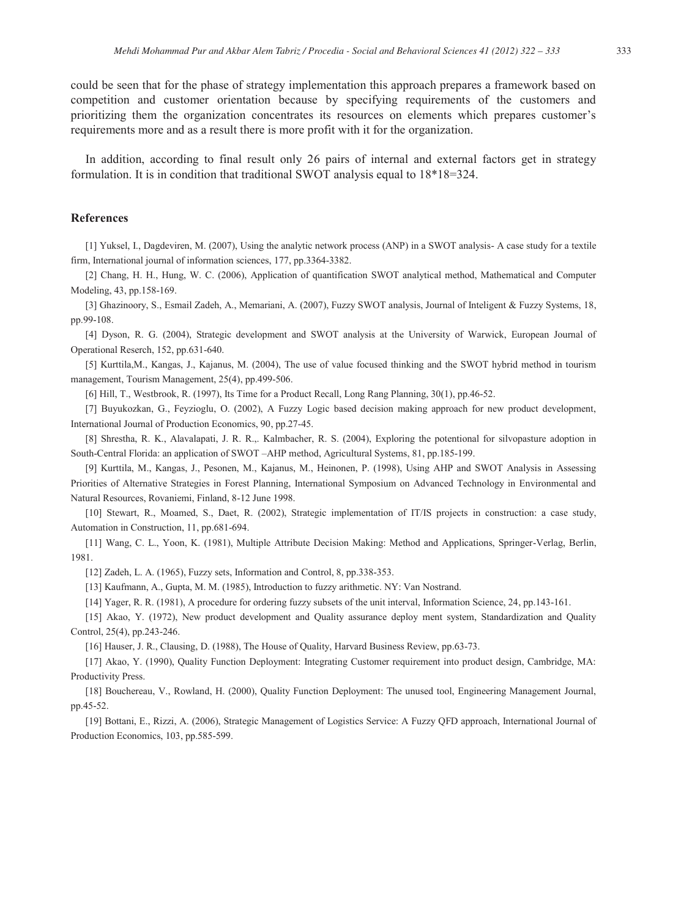could be seen that for the phase of strategy implementation this approach prepares a framework based on competition and customer orientation because by specifying requirements of the customers and prioritizing them the organization concentrates its resources on elements which prepares customer's requirements more and as a result there is more profit with it for the organization.

In addition, according to final result only 26 pairs of internal and external factors get in strategy formulation. It is in condition that traditional SWOT analysis equal to 18*18=324.

## References

[1] Yuksel, I., Dagdeviren, M. (2007), Using the analytic network process (ANP) in a SWOT analysis- A case study for a textile firm, International journal of information sciences, 177, pp.3364-3382.

[2] Chang, H. H., Hung, W. C. (2006), Application of quantification SWOT analytical method, Mathematical and Computer Modeling, 43, pp.158-169.

[3] Ghazinoory, S., Esmail Zadeh, A., Memariani, A. (2007), Fuzzy SWOT analysis, Journal of Inteligent & Fuzzy Systems, 18, pp.99-108.

[4] Dyson, R. G. (2004), Strategic development and SWOT analysis at the University of Warwick, European Journal of Operational Reserch, 152, pp.631-640.

[5] Kurttila,M., Kangas, J., Kajanus, M. (2004), The use of value focused thinking and the SWOT hybrid method in tourism management, Tourism Management, 25(4), pp.499-506.

[6] Hill, T., Westbrook, R. (1997), Its Time for a Product Recall, Long Rang Planning, 30(1), pp.46-52.

[7] Buyukozkan, G., Feyzioglu, O. (2002), A Fuzzy Logic based decision making approach for new product development, International Journal of Production Economics, 90, pp.27-45.

[8] Shrestha, R. K., Alavalapati, J. R. R.,. Kalmbacher, R. S. (2004), Exploring the potentional for silvopasture adoption in South-Central Florida: an application of SWOT –AHP method, Agricultural Systems, 81, pp.185-199.

[9] Kurttila, M., Kangas, J., Pesonen, M., Kajanus, M., Heinonen, P. (1998), Using AHP and SWOT Analysis in Assessing Priorities of Alternative Strategies in Forest Planning, International Symposium on Advanced Technology in Environmental and Natural Resources, Rovaniemi, Finland, 8-12 June 1998.

[10] Stewart, R., Moamed, S., Daet, R. (2002), Strategic implementation of IT/IS projects in construction: a case study, Automation in Construction, 11, pp.681-694.

[11] Wang, C. L., Yoon, K. (1981), Multiple Attribute Decision Making: Method and Applications, Springer-Verlag, Berlin, 1981.

[12] Zadeh, L. A. (1965), Fuzzy sets, Information and Control, 8, pp.338-353.

[13] Kaufmann, A., Gupta, M. M. (1985), Introduction to fuzzy arithmetic. NY: Van Nostrand.

[14] Yager, R. R. (1981), A procedure for ordering fuzzy subsets of the unit interval, Information Science, 24, pp.143-161.

[15] Akao, Y. (1972), New product development and Quality assurance deploy ment system, Standardization and Quality Control, 25(4), pp.243-246.

[16] Hauser, J. R., Clausing, D. (1988), The House of Quality, Harvard Business Review, pp.63-73.

[17] Akao, Y. (1990), Quality Function Deployment: Integrating Customer requirement into product design, Cambridge, MA: Productivity Press.

[18] Bouchereau, V., Rowland, H. (2000), Quality Function Deployment: The unused tool, Engineering Management Journal, pp.45-52.

[19] Bottani, E., Rizzi, A. (2006), Strategic Management of Logistics Service: A Fuzzy QFD approach, International Journal of Production Economics, 103, pp.585-599.